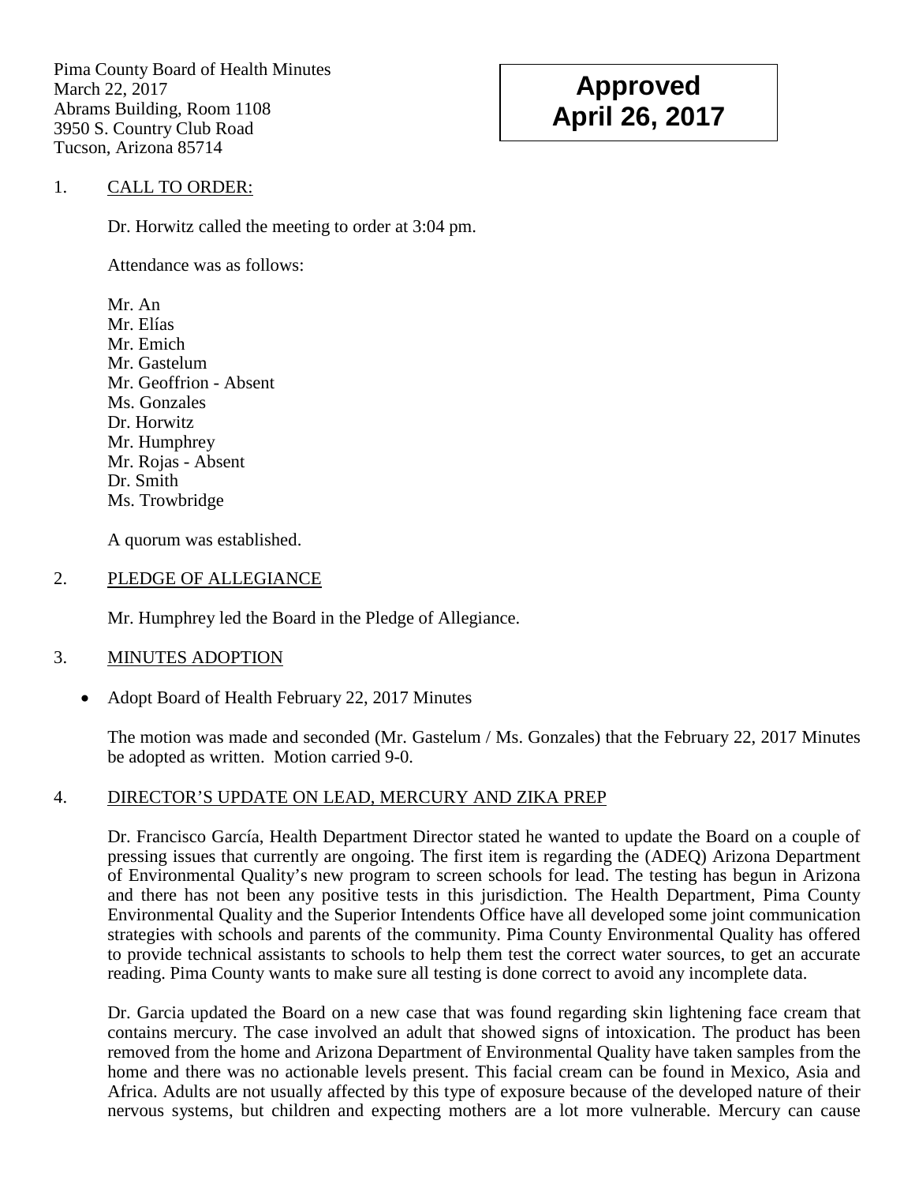Pima County Board of Health Minutes
March 22, 2017
Abrams Building, Room 1108
3950 S. Country Club Road
Tucson, Arizona 85714

**Approved**
**April 26, 2017**

1. CALL TO ORDER:

Dr. Horwitz called the meeting to order at 3:04 pm.

Attendance was as follows:

Mr. An
Mr. Elías
Mr. Emich
Mr. Gastelum
Mr. Geoffrion - Absent
Ms. Gonzales
Dr. Horwitz
Mr. Humphrey
Mr. Rojas - Absent
Dr. Smith
Ms. Trowbridge

A quorum was established.

2. PLEDGE OF ALLEGIANCE

Mr. Humphrey led the Board in the Pledge of Allegiance.

3. MINUTES ADOPTION

- Adopt Board of Health February 22, 2017 Minutes

The motion was made and seconded (Mr. Gastelum / Ms. Gonzales) that the February 22, 2017 Minutes be adopted as written. Motion carried 9-0.

4. DIRECTOR'S UPDATE ON LEAD, MERCURY AND ZIKA PREP

Dr. Francisco García, Health Department Director stated he wanted to update the Board on a couple of pressing issues that currently are ongoing. The first item is regarding the (ADEQ) Arizona Department of Environmental Quality's new program to screen schools for lead. The testing has begun in Arizona and there has not been any positive tests in this jurisdiction. The Health Department, Pima County Environmental Quality and the Superior Intendents Office have all developed some joint communication strategies with schools and parents of the community. Pima County Environmental Quality has offered to provide technical assistants to schools to help them test the correct water sources, to get an accurate reading. Pima County wants to make sure all testing is done correct to avoid any incomplete data.

Dr. Garcia updated the Board on a new case that was found regarding skin lightening face cream that contains mercury. The case involved an adult that showed signs of intoxication. The product has been removed from the home and Arizona Department of Environmental Quality have taken samples from the home and there was no actionable levels present. This facial cream can be found in Mexico, Asia and Africa. Adults are not usually affected by this type of exposure because of the developed nature of their nervous systems, but children and expecting mothers are a lot more vulnerable. Mercury can cause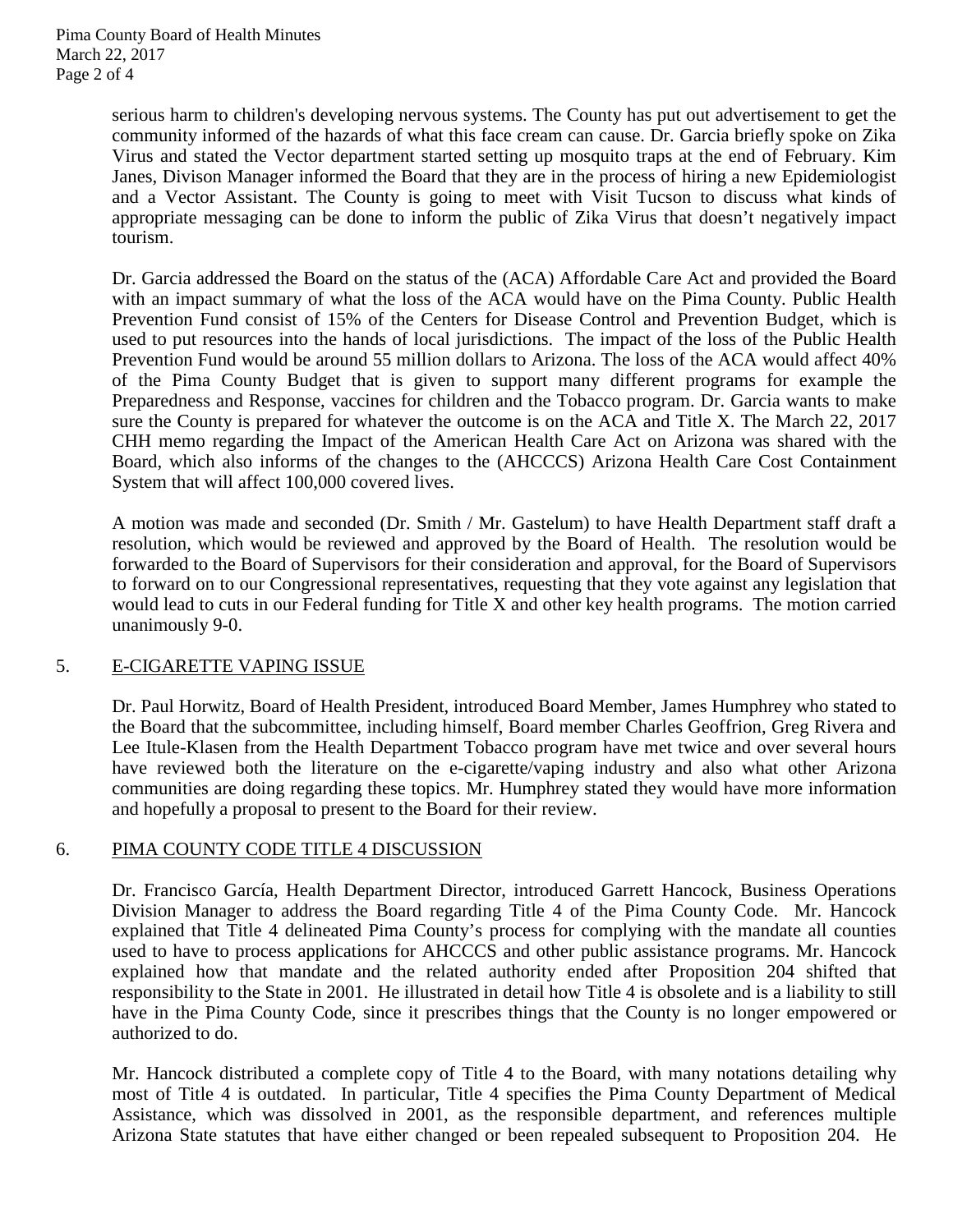serious harm to children's developing nervous systems. The County has put out advertisement to get the community informed of the hazards of what this face cream can cause. Dr. Garcia briefly spoke on Zika Virus and stated the Vector department started setting up mosquito traps at the end of February. Kim Janes, Divison Manager informed the Board that they are in the process of hiring a new Epidemiologist and a Vector Assistant. The County is going to meet with Visit Tucson to discuss what kinds of appropriate messaging can be done to inform the public of Zika Virus that doesn't negatively impact tourism.

Dr. Garcia addressed the Board on the status of the (ACA) Affordable Care Act and provided the Board with an impact summary of what the loss of the ACA would have on the Pima County. Public Health Prevention Fund consist of 15% of the Centers for Disease Control and Prevention Budget, which is used to put resources into the hands of local jurisdictions. The impact of the loss of the Public Health Prevention Fund would be around 55 million dollars to Arizona. The loss of the ACA would affect 40% of the Pima County Budget that is given to support many different programs for example the Preparedness and Response, vaccines for children and the Tobacco program. Dr. Garcia wants to make sure the County is prepared for whatever the outcome is on the ACA and Title X. The March 22, 2017 CHH memo regarding the Impact of the American Health Care Act on Arizona was shared with the Board, which also informs of the changes to the (AHCCCS) Arizona Health Care Cost Containment System that will affect 100,000 covered lives.

A motion was made and seconded (Dr. Smith / Mr. Gastelum) to have Health Department staff draft a resolution, which would be reviewed and approved by the Board of Health. The resolution would be forwarded to the Board of Supervisors for their consideration and approval, for the Board of Supervisors to forward on to our Congressional representatives, requesting that they vote against any legislation that would lead to cuts in our Federal funding for Title X and other key health programs. The motion carried unanimously 9-0.

5. E-CIGARETTE VAPING ISSUE

Dr. Paul Horwitz, Board of Health President, introduced Board Member, James Humphrey who stated to the Board that the subcommittee, including himself, Board member Charles Geoffrion, Greg Rivera and Lee Itule-Klasen from the Health Department Tobacco program have met twice and over several hours have reviewed both the literature on the e-cigarette/vaping industry and also what other Arizona communities are doing regarding these topics. Mr. Humphrey stated they would have more information and hopefully a proposal to present to the Board for their review.

6. PIMA COUNTY CODE TITLE 4 DISCUSSION

Dr. Francisco García, Health Department Director, introduced Garrett Hancock, Business Operations Division Manager to address the Board regarding Title 4 of the Pima County Code. Mr. Hancock explained that Title 4 delineated Pima County's process for complying with the mandate all counties used to have to process applications for AHCCCS and other public assistance programs. Mr. Hancock explained how that mandate and the related authority ended after Proposition 204 shifted that responsibility to the State in 2001. He illustrated in detail how Title 4 is obsolete and is a liability to still have in the Pima County Code, since it prescribes things that the County is no longer empowered or authorized to do.

Mr. Hancock distributed a complete copy of Title 4 to the Board, with many notations detailing why most of Title 4 is outdated. In particular, Title 4 specifies the Pima County Department of Medical Assistance, which was dissolved in 2001, as the responsible department, and references multiple Arizona State statutes that have either changed or been repealed subsequent to Proposition 204. He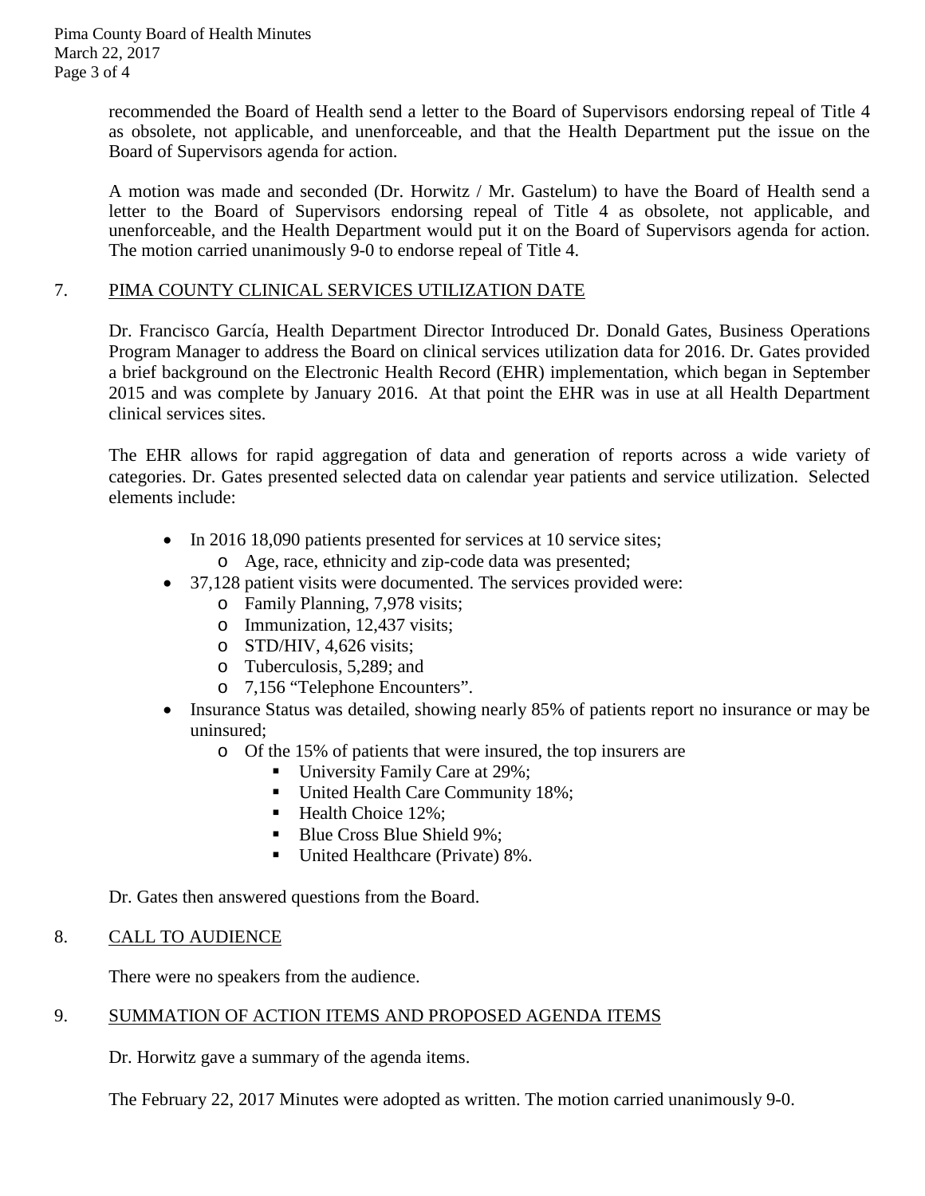recommended the Board of Health send a letter to the Board of Supervisors endorsing repeal of Title 4 as obsolete, not applicable, and unenforceable, and that the Health Department put the issue on the Board of Supervisors agenda for action.

A motion was made and seconded (Dr. Horwitz / Mr. Gastelum) to have the Board of Health send a letter to the Board of Supervisors endorsing repeal of Title 4 as obsolete, not applicable, and unenforceable, and the Health Department would put it on the Board of Supervisors agenda for action. The motion carried unanimously 9-0 to endorse repeal of Title 4.

## 7. PIMA COUNTY CLINICAL SERVICES UTILIZATION DATE

Dr. Francisco García, Health Department Director Introduced Dr. Donald Gates, Business Operations Program Manager to address the Board on clinical services utilization data for 2016. Dr. Gates provided a brief background on the Electronic Health Record (EHR) implementation, which began in September 2015 and was complete by January 2016. At that point the EHR was in use at all Health Department clinical services sites.

The EHR allows for rapid aggregation of data and generation of reports across a wide variety of categories. Dr. Gates presented selected data on calendar year patients and service utilization. Selected elements include:

- In 2016 18,090 patients presented for services at 10 service sites;
  - Age, race, ethnicity and zip-code data was presented;
- 37,128 patient visits were documented. The services provided were:
  - Family Planning, 7,978 visits;
  - Immunization, 12,437 visits;
  - STD/HIV, 4,626 visits;
  - Tuberculosis, 5,289; and
  - 7,156 "Telephone Encounters".
- Insurance Status was detailed, showing nearly 85% of patients report no insurance or may be uninsured;
  - Of the 15% of patients that were insured, the top insurers are
    - University Family Care at 29%;
    - United Health Care Community 18%;
    - Health Choice 12%;
    - Blue Cross Blue Shield 9%;
    - United Healthcare (Private) 8%.

Dr. Gates then answered questions from the Board.

## 8. CALL TO AUDIENCE

There were no speakers from the audience.

## 9. SUMMATION OF ACTION ITEMS AND PROPOSED AGENDA ITEMS

Dr. Horwitz gave a summary of the agenda items.

The February 22, 2017 Minutes were adopted as written. The motion carried unanimously 9-0.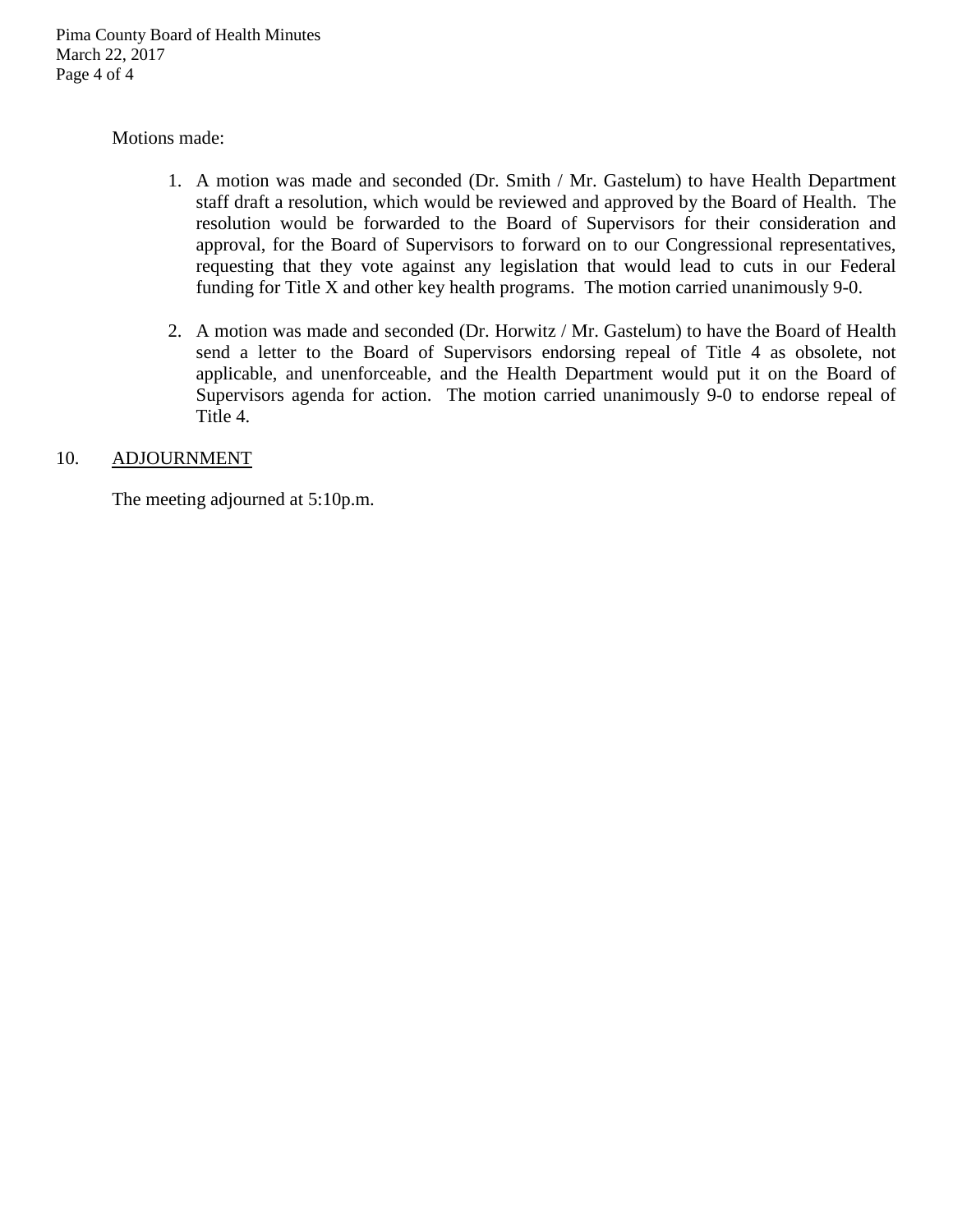Motions made:

1. A motion was made and seconded (Dr. Smith / Mr. Gastelum) to have Health Department staff draft a resolution, which would be reviewed and approved by the Board of Health. The resolution would be forwarded to the Board of Supervisors for their consideration and approval, for the Board of Supervisors to forward on to our Congressional representatives, requesting that they vote against any legislation that would lead to cuts in our Federal funding for Title X and other key health programs. The motion carried unanimously 9-0.

2. A motion was made and seconded (Dr. Horwitz / Mr. Gastelum) to have the Board of Health send a letter to the Board of Supervisors endorsing repeal of Title 4 as obsolete, not applicable, and unenforceable, and the Health Department would put it on the Board of Supervisors agenda for action. The motion carried unanimously 9-0 to endorse repeal of Title 4.

10. ADJOURNMENT

The meeting adjourned at 5:10p.m.